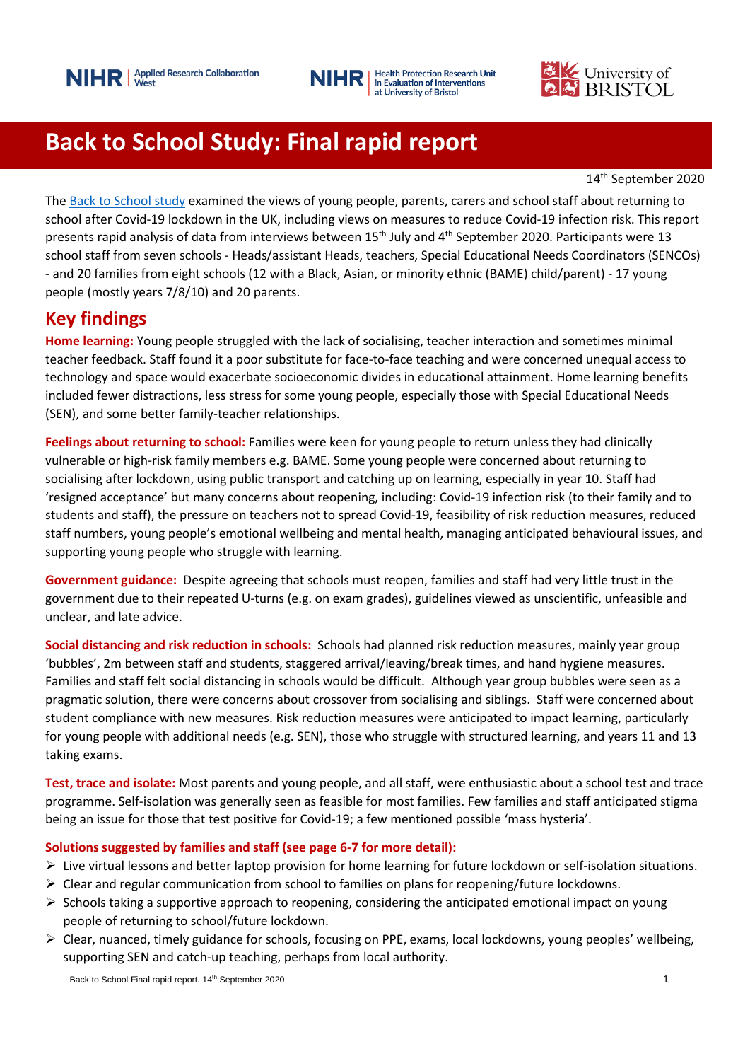# Back to School Study: Final rapid report

14th September 2020

The Back to School study examined the views of young people, parents, carers and school staff about returning to school after Covid-19 lockdown in the UK, including views on measures to reduce Covid-19 infection risk. This report presents rapid analysis of data from interviews between 15th July and 4th September 2020. Participants were 13 school staff from seven schools - Heads/assistant Heads, teachers, Special Educational Needs Coordinators (SENCOs) - and 20 families from eight schools (12 with a Black, Asian, or minority ethnic (BAME) child/parent) - 17 young people (mostly years 7/8/10) and 20 parents.

## Key findings

**Home learning:** Young people struggled with the lack of socialising, teacher interaction and sometimes minimal teacher feedback. Staff found it a poor substitute for face-to-face teaching and were concerned unequal access to technology and space would exacerbate socioeconomic divides in educational attainment. Home learning benefits included fewer distractions, less stress for some young people, especially those with Special Educational Needs (SEN), and some better family-teacher relationships.

**Feelings about returning to school:** Families were keen for young people to return unless they had clinically vulnerable or high-risk family members e.g. BAME. Some young people were concerned about returning to socialising after lockdown, using public transport and catching up on learning, especially in year 10. Staff had 'resigned acceptance' but many concerns about reopening, including: Covid-19 infection risk (to their family and to students and staff), the pressure on teachers not to spread Covid-19, feasibility of risk reduction measures, reduced staff numbers, young people's emotional wellbeing and mental health, managing anticipated behavioural issues, and supporting young people who struggle with learning.

**Government guidance:** Despite agreeing that schools must reopen, families and staff had very little trust in the government due to their repeated U-turns (e.g. on exam grades), guidelines viewed as unscientific, unfeasible and unclear, and late advice.

**Social distancing and risk reduction in schools:** Schools had planned risk reduction measures, mainly year group 'bubbles', 2m between staff and students, staggered arrival/leaving/break times, and hand hygiene measures. Families and staff felt social distancing in schools would be difficult. Although year group bubbles were seen as a pragmatic solution, there were concerns about crossover from socialising and siblings. Staff were concerned about student compliance with new measures. Risk reduction measures were anticipated to impact learning, particularly for young people with additional needs (e.g. SEN), those who struggle with structured learning, and years 11 and 13 taking exams.

**Test, trace and isolate:** Most parents and young people, and all staff, were enthusiastic about a school test and trace programme. Self-isolation was generally seen as feasible for most families. Few families and staff anticipated stigma being an issue for those that test positive for Covid-19; a few mentioned possible 'mass hysteria'.

**Solutions suggested by families and staff (see page 6-7 for more detail):**

- Live virtual lessons and better laptop provision for home learning for future lockdown or self-isolation situations.
- Clear and regular communication from school to families on plans for reopening/future lockdowns.
- Schools taking a supportive approach to reopening, considering the anticipated emotional impact on young people of returning to school/future lockdown.
- Clear, nuanced, timely guidance for schools, focusing on PPE, exams, local lockdowns, young peoples' wellbeing, supporting SEN and catch-up teaching, perhaps from local authority.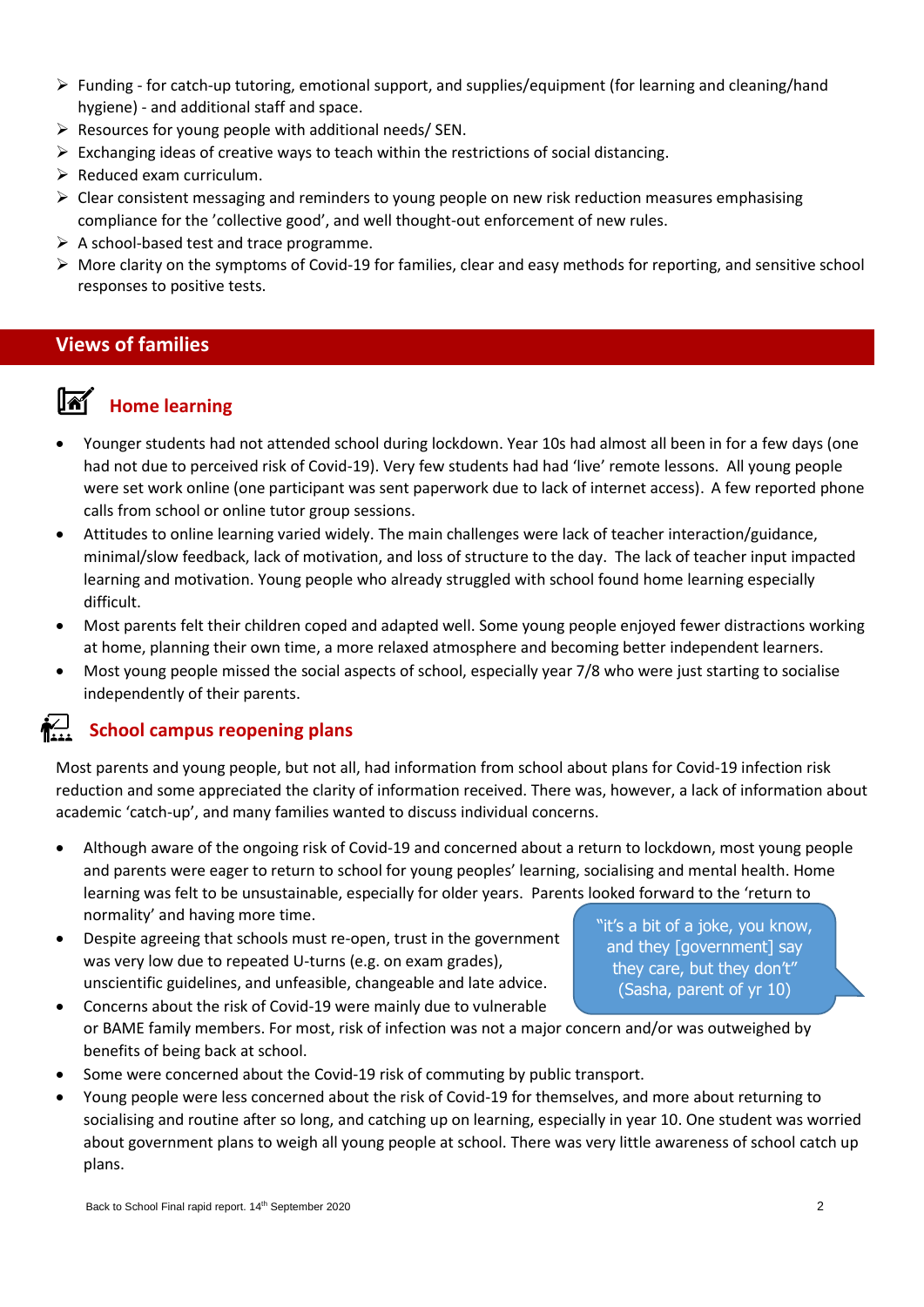- Funding - for catch-up tutoring, emotional support, and supplies/equipment (for learning and cleaning/hand hygiene) - and additional staff and space.
- Resources for young people with additional needs/ SEN.
- Exchanging ideas of creative ways to teach within the restrictions of social distancing.
- Reduced exam curriculum.
- Clear consistent messaging and reminders to young people on new risk reduction measures emphasising compliance for the 'collective good', and well thought-out enforcement of new rules.
- A school-based test and trace programme.
- More clarity on the symptoms of Covid-19 for families, clear and easy methods for reporting, and sensitive school responses to positive tests.

## Views of families

### Home learning

- Younger students had not attended school during lockdown. Year 10s had almost all been in for a few days (one had not due to perceived risk of Covid-19). Very few students had had 'live' remote lessons. All young people were set work online (one participant was sent paperwork due to lack of internet access). A few reported phone calls from school or online tutor group sessions.
- Attitudes to online learning varied widely. The main challenges were lack of teacher interaction/guidance, minimal/slow feedback, lack of motivation, and loss of structure to the day. The lack of teacher input impacted learning and motivation. Young people who already struggled with school found home learning especially difficult.
- Most parents felt their children coped and adapted well. Some young people enjoyed fewer distractions working at home, planning their own time, a more relaxed atmosphere and becoming better independent learners.
- Most young people missed the social aspects of school, especially year 7/8 who were just starting to socialise independently of their parents.

### School campus reopening plans

Most parents and young people, but not all, had information from school about plans for Covid-19 infection risk reduction and some appreciated the clarity of information received. There was, however, a lack of information about academic 'catch-up', and many families wanted to discuss individual concerns.

- Although aware of the ongoing risk of Covid-19 and concerned about a return to lockdown, most young people and parents were eager to return to school for young peoples' learning, socialising and mental health. Home learning was felt to be unsustainable, especially for older years. Parents looked forward to the 'return to normality' and having more time.
- Despite agreeing that schools must re-open, trust in the government was very low due to repeated U-turns (e.g. on exam grades), unscientific guidelines, and unfeasible, changeable and late advice.
- Concerns about the risk of Covid-19 were mainly due to vulnerable or BAME family members. For most, risk of infection was not a major concern and/or was outweighed by benefits of being back at school.
- Some were concerned about the Covid-19 risk of commuting by public transport.
- Young people were less concerned about the risk of Covid-19 for themselves, and more about returning to socialising and routine after so long, and catching up on learning, especially in year 10. One student was worried about government plans to weigh all young people at school. There was very little awareness of school catch up plans.

> "it's a bit of a joke, you know, and they [government] say they care, but they don't" (Sasha, parent of yr 10)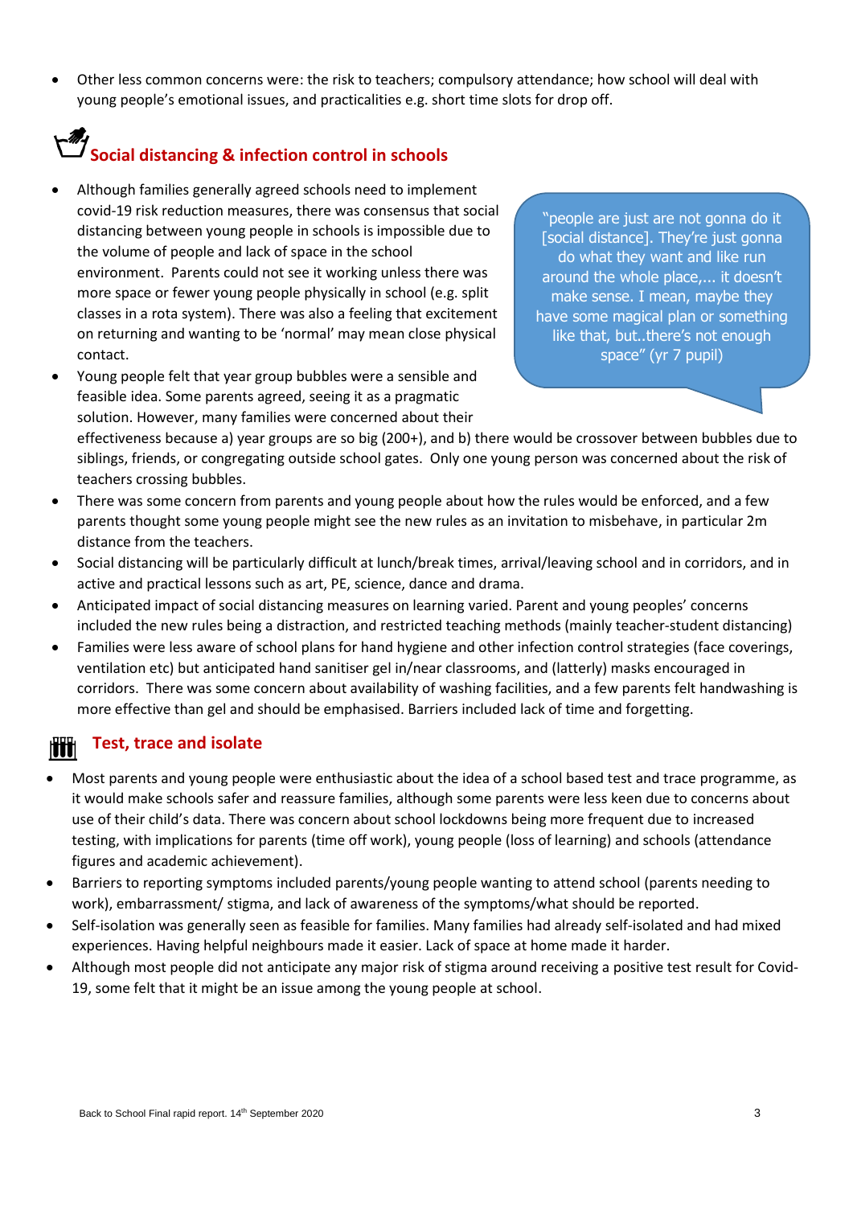- Other less common concerns were: the risk to teachers; compulsory attendance; how school will deal with young people's emotional issues, and practicalities e.g. short time slots for drop off.

## Social distancing & infection control in schools

- Although families generally agreed schools need to implement covid-19 risk reduction measures, there was consensus that social distancing between young people in schools is impossible due to the volume of people and lack of space in the school environment. Parents could not see it working unless there was more space or fewer young people physically in school (e.g. split classes in a rota system). There was also a feeling that excitement on returning and wanting to be 'normal' may mean close physical contact.

> "people are just are not gonna do it [social distance]. They're just gonna do what they want and like run around the whole place,... it doesn't make sense. I mean, maybe they have some magical plan or something like that, but..there's not enough space" (yr 7 pupil)

- Young people felt that year group bubbles were a sensible and feasible idea. Some parents agreed, seeing it as a pragmatic solution. However, many families were concerned about their effectiveness because a) year groups are so big (200+), and b) there would be crossover between bubbles due to siblings, friends, or congregating outside school gates. Only one young person was concerned about the risk of teachers crossing bubbles.
- There was some concern from parents and young people about how the rules would be enforced, and a few parents thought some young people might see the new rules as an invitation to misbehave, in particular 2m distance from the teachers.
- Social distancing will be particularly difficult at lunch/break times, arrival/leaving school and in corridors, and in active and practical lessons such as art, PE, science, dance and drama.
- Anticipated impact of social distancing measures on learning varied. Parent and young peoples' concerns included the new rules being a distraction, and restricted teaching methods (mainly teacher-student distancing)
- Families were less aware of school plans for hand hygiene and other infection control strategies (face coverings, ventilation etc) but anticipated hand sanitiser gel in/near classrooms, and (latterly) masks encouraged in corridors. There was some concern about availability of washing facilities, and a few parents felt handwashing is more effective than gel and should be emphasised. Barriers included lack of time and forgetting.

## Test, trace and isolate

- Most parents and young people were enthusiastic about the idea of a school based test and trace programme, as it would make schools safer and reassure families, although some parents were less keen due to concerns about use of their child's data. There was concern about school lockdowns being more frequent due to increased testing, with implications for parents (time off work), young people (loss of learning) and schools (attendance figures and academic achievement).
- Barriers to reporting symptoms included parents/young people wanting to attend school (parents needing to work), embarrassment/ stigma, and lack of awareness of the symptoms/what should be reported.
- Self-isolation was generally seen as feasible for families. Many families had already self-isolated and had mixed experiences. Having helpful neighbours made it easier. Lack of space at home made it harder.
- Although most people did not anticipate any major risk of stigma around receiving a positive test result for Covid-19, some felt that it might be an issue among the young people at school.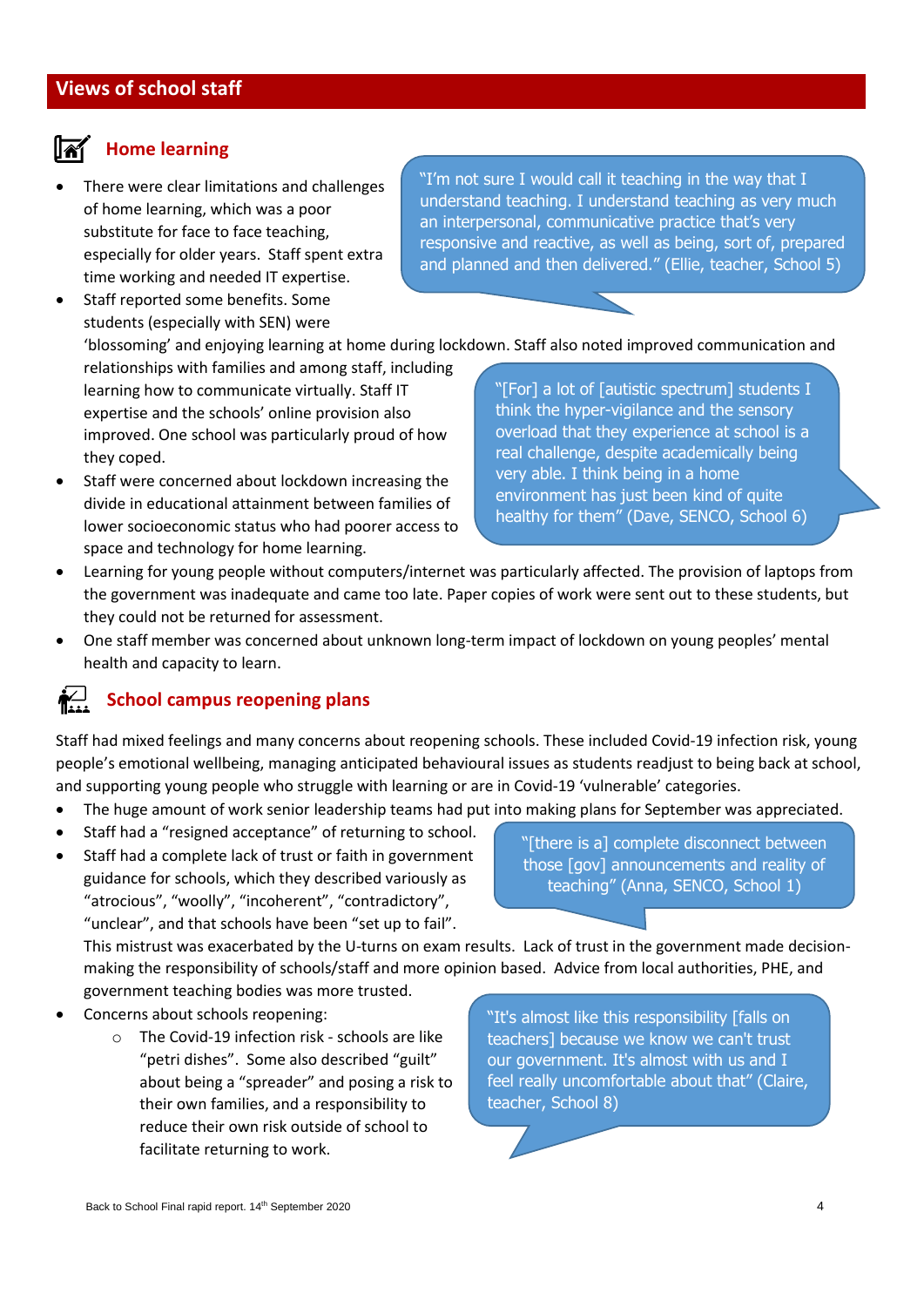## Views of school staff

### Home learning

- There were clear limitations and challenges of home learning, which was a poor substitute for face to face teaching, especially for older years. Staff spent extra time working and needed IT expertise.
- Staff reported some benefits. Some students (especially with SEN) were 'blossoming' and enjoying learning at home during lockdown. Staff also noted improved communication and relationships with families and among staff, including learning how to communicate virtually. Staff IT expertise and the schools' online provision also improved. One school was particularly proud of how they coped.
- Staff were concerned about lockdown increasing the divide in educational attainment between families of lower socioeconomic status who had poorer access to space and technology for home learning.
- Learning for young people without computers/internet was particularly affected. The provision of laptops from the government was inadequate and came too late. Paper copies of work were sent out to these students, but they could not be returned for assessment.
- One staff member was concerned about unknown long-term impact of lockdown on young peoples' mental health and capacity to learn.

> "I'm not sure I would call it teaching in the way that I understand teaching. I understand teaching as very much an interpersonal, communicative practice that's very responsive and reactive, as well as being, sort of, prepared and planned and then delivered." (Ellie, teacher, School 5)

> "[For] a lot of [autistic spectrum] students I think the hyper-vigilance and the sensory overload that they experience at school is a real challenge, despite academically being very able. I think being in a home environment has just been kind of quite healthy for them" (Dave, SENCO, School 6)

### School campus reopening plans

Staff had mixed feelings and many concerns about reopening schools. These included Covid-19 infection risk, young people's emotional wellbeing, managing anticipated behavioural issues as students readjust to being back at school, and supporting young people who struggle with learning or are in Covid-19 'vulnerable' categories.

- The huge amount of work senior leadership teams had put into making plans for September was appreciated.
- Staff had a "resigned acceptance" of returning to school.
- Staff had a complete lack of trust or faith in government guidance for schools, which they described variously as "atrocious", "woolly", "incoherent", "contradictory", "unclear", and that schools have been "set up to fail". This mistrust was exacerbated by the U-turns on exam results. Lack of trust in the government made decision-making the responsibility of schools/staff and more opinion based. Advice from local authorities, PHE, and government teaching bodies was more trusted.
- Concerns about schools reopening:
  - The Covid-19 infection risk - schools are like "petri dishes". Some also described "guilt" about being a "spreader" and posing a risk to their own families, and a responsibility to reduce their own risk outside of school to facilitate returning to work.

> "[there is a] complete disconnect between those [gov] announcements and reality of teaching" (Anna, SENCO, School 1)

> "It's almost like this responsibility [falls on teachers] because we know we can't trust our government. It's almost with us and I feel really uncomfortable about that" (Claire, teacher, School 8)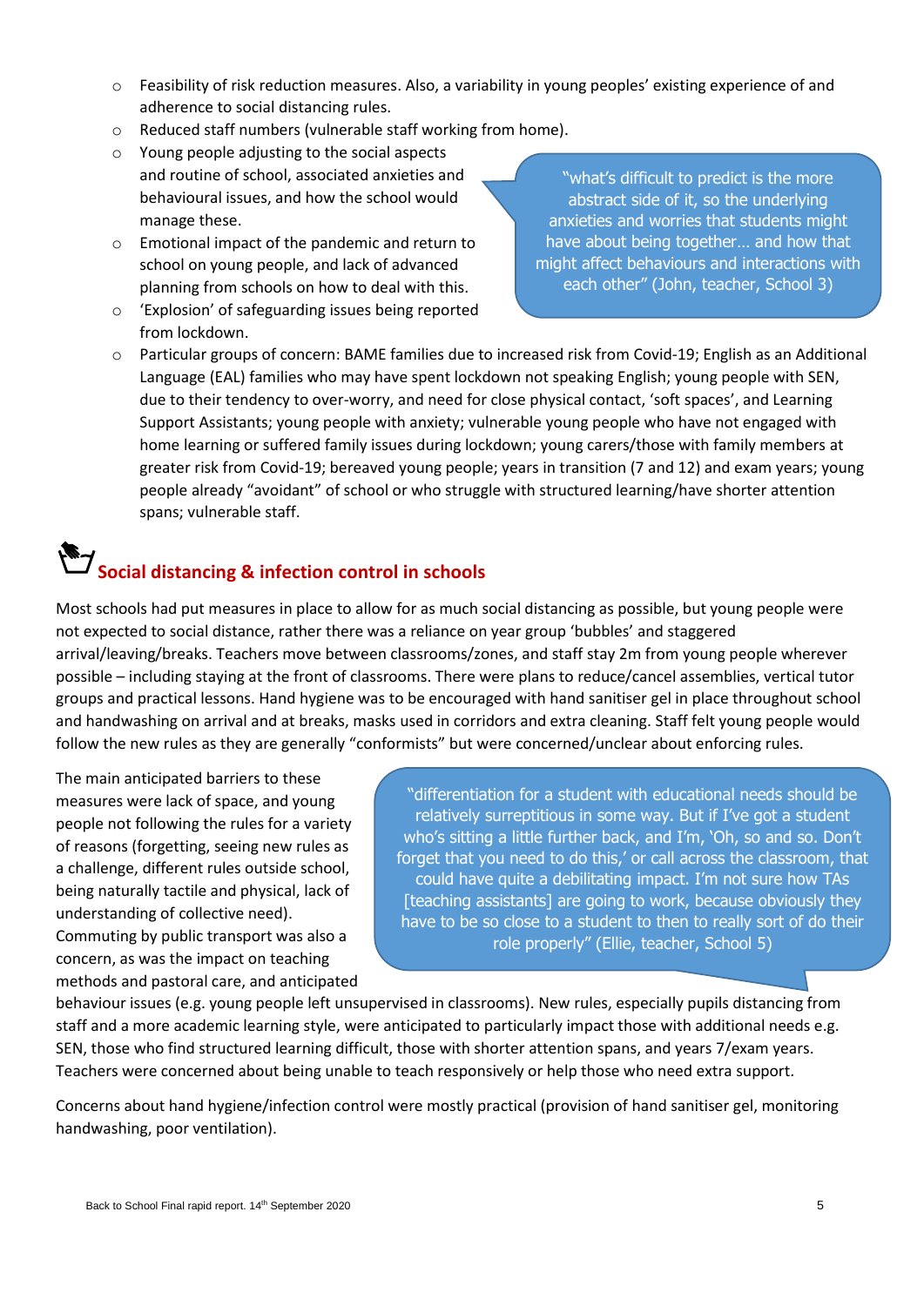- Feasibility of risk reduction measures. Also, a variability in young peoples' existing experience of and adherence to social distancing rules.
- Reduced staff numbers (vulnerable staff working from home).
- Young people adjusting to the social aspects and routine of school, associated anxieties and behavioural issues, and how the school would manage these.
- Emotional impact of the pandemic and return to school on young people, and lack of advanced planning from schools on how to deal with this.
- 'Explosion' of safeguarding issues being reported from lockdown.

> "what's difficult to predict is the more abstract side of it, so the underlying anxieties and worries that students might have about being together… and how that might affect behaviours and interactions with each other" (John, teacher, School 3)

- Particular groups of concern: BAME families due to increased risk from Covid-19; English as an Additional Language (EAL) families who may have spent lockdown not speaking English; young people with SEN, due to their tendency to over-worry, and need for close physical contact, 'soft spaces', and Learning Support Assistants; young people with anxiety; vulnerable young people who have not engaged with home learning or suffered family issues during lockdown; young carers/those with family members at greater risk from Covid-19; bereaved young people; years in transition (7 and 12) and exam years; young people already "avoidant" of school or who struggle with structured learning/have shorter attention spans; vulnerable staff.

## Social distancing & infection control in schools

Most schools had put measures in place to allow for as much social distancing as possible, but young people were not expected to social distance, rather there was a reliance on year group 'bubbles' and staggered arrival/leaving/breaks. Teachers move between classrooms/zones, and staff stay 2m from young people wherever possible – including staying at the front of classrooms. There were plans to reduce/cancel assemblies, vertical tutor groups and practical lessons. Hand hygiene was to be encouraged with hand sanitiser gel in place throughout school and handwashing on arrival and at breaks, masks used in corridors and extra cleaning. Staff felt young people would follow the new rules as they are generally "conformists" but were concerned/unclear about enforcing rules.

The main anticipated barriers to these measures were lack of space, and young people not following the rules for a variety of reasons (forgetting, seeing new rules as a challenge, different rules outside school, being naturally tactile and physical, lack of understanding of collective need). Commuting by public transport was also a concern, as was the impact on teaching methods and pastoral care, and anticipated behaviour issues (e.g. young people left unsupervised in classrooms). New rules, especially pupils distancing from staff and a more academic learning style, were anticipated to particularly impact those with additional needs e.g. SEN, those who find structured learning difficult, those with shorter attention spans, and years 7/exam years. Teachers were concerned about being unable to teach responsively or help those who need extra support.

> "differentiation for a student with educational needs should be relatively surreptitious in some way. But if I've got a student who's sitting a little further back, and I'm, 'Oh, so and so. Don't forget that you need to do this,' or call across the classroom, that could have quite a debilitating impact. I'm not sure how TAs [teaching assistants] are going to work, because obviously they have to be so close to a student to then to really sort of do their role properly" (Ellie, teacher, School 5)

Concerns about hand hygiene/infection control were mostly practical (provision of hand sanitiser gel, monitoring handwashing, poor ventilation).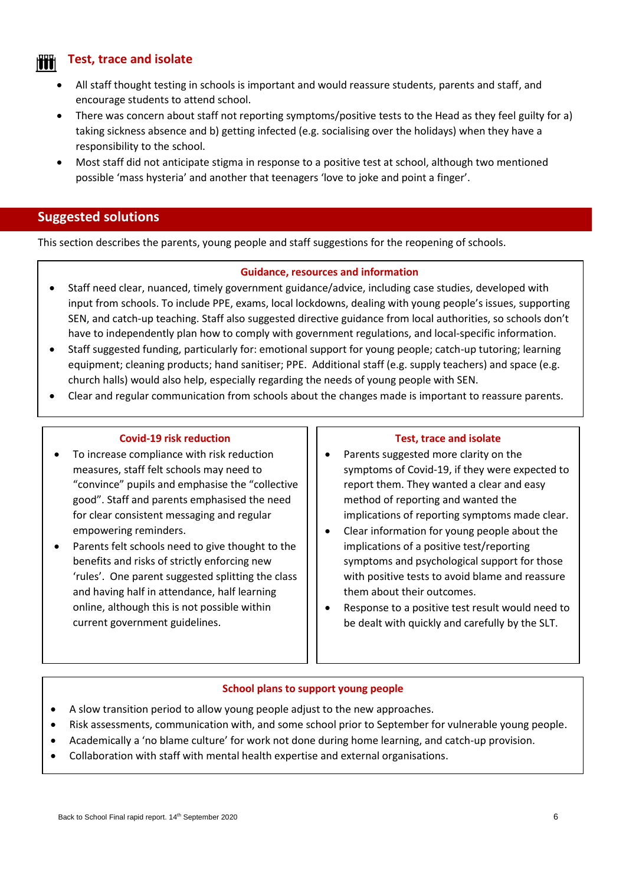### Test, trace and isolate

- All staff thought testing in schools is important and would reassure students, parents and staff, and encourage students to attend school.
- There was concern about staff not reporting symptoms/positive tests to the Head as they feel guilty for a) taking sickness absence and b) getting infected (e.g. socialising over the holidays) when they have a responsibility to the school.
- Most staff did not anticipate stigma in response to a positive test at school, although two mentioned possible 'mass hysteria' and another that teenagers 'love to joke and point a finger'.

## Suggested solutions

This section describes the parents, young people and staff suggestions for the reopening of schools.

### Guidance, resources and information

- Staff need clear, nuanced, timely government guidance/advice, including case studies, developed with input from schools. To include PPE, exams, local lockdowns, dealing with young people's issues, supporting SEN, and catch-up teaching. Staff also suggested directive guidance from local authorities, so schools don't have to independently plan how to comply with government regulations, and local-specific information.
- Staff suggested funding, particularly for: emotional support for young people; catch-up tutoring; learning equipment; cleaning products; hand sanitiser; PPE. Additional staff (e.g. supply teachers) and space (e.g. church halls) would also help, especially regarding the needs of young people with SEN.
- Clear and regular communication from schools about the changes made is important to reassure parents.

### Covid-19 risk reduction

- To increase compliance with risk reduction measures, staff felt schools may need to "convince" pupils and emphasise the "collective good". Staff and parents emphasised the need for clear consistent messaging and regular empowering reminders.
- Parents felt schools need to give thought to the benefits and risks of strictly enforcing new 'rules'. One parent suggested splitting the class and having half in attendance, half learning online, although this is not possible within current government guidelines.

### Test, trace and isolate

- Parents suggested more clarity on the symptoms of Covid-19, if they were expected to report them. They wanted a clear and easy method of reporting and wanted the implications of reporting symptoms made clear.
- Clear information for young people about the implications of a positive test/reporting symptoms and psychological support for those with positive tests to avoid blame and reassure them about their outcomes.
- Response to a positive test result would need to be dealt with quickly and carefully by the SLT.

### School plans to support young people

- A slow transition period to allow young people adjust to the new approaches.
- Risk assessments, communication with, and some school prior to September for vulnerable young people.
- Academically a 'no blame culture' for work not done during home learning, and catch-up provision.
- Collaboration with staff with mental health expertise and external organisations.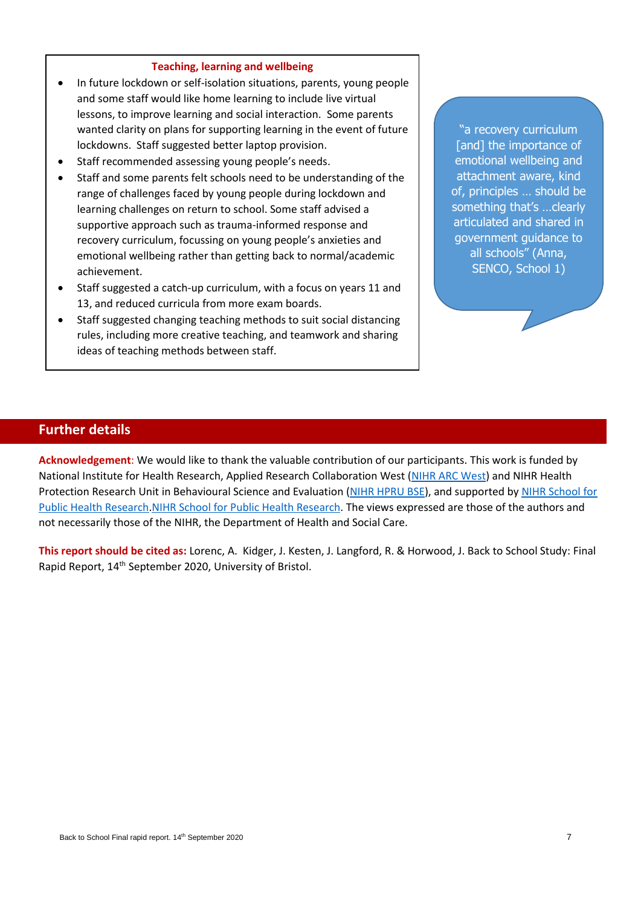### Teaching, learning and wellbeing

- In future lockdown or self-isolation situations, parents, young people and some staff would like home learning to include live virtual lessons, to improve learning and social interaction. Some parents wanted clarity on plans for supporting learning in the event of future lockdowns. Staff suggested better laptop provision.
- Staff recommended assessing young people's needs.
- Staff and some parents felt schools need to be understanding of the range of challenges faced by young people during lockdown and learning challenges on return to school. Some staff advised a supportive approach such as trauma-informed response and recovery curriculum, focussing on young people's anxieties and emotional wellbeing rather than getting back to normal/academic achievement.
- Staff suggested a catch-up curriculum, with a focus on years 11 and 13, and reduced curricula from more exam boards.
- Staff suggested changing teaching methods to suit social distancing rules, including more creative teaching, and teamwork and sharing ideas of teaching methods between staff.

"a recovery curriculum [and] the importance of emotional wellbeing and attachment aware, kind of, principles … should be something that's …clearly articulated and shared in government guidance to all schools" (Anna, SENCO, School 1)

## Further details

**Acknowledgement**: We would like to thank the valuable contribution of our participants. This work is funded by National Institute for Health Research, Applied Research Collaboration West (NIHR ARC West) and NIHR Health Protection Research Unit in Behavioural Science and Evaluation (NIHR HPRU BSE), and supported by NIHR School for Public Health Research.NIHR School for Public Health Research. The views expressed are those of the authors and not necessarily those of the NIHR, the Department of Health and Social Care.

**This report should be cited as:** Lorenc, A. Kidger, J. Kesten, J. Langford, R. & Horwood, J. Back to School Study: Final Rapid Report, 14th September 2020, University of Bristol.